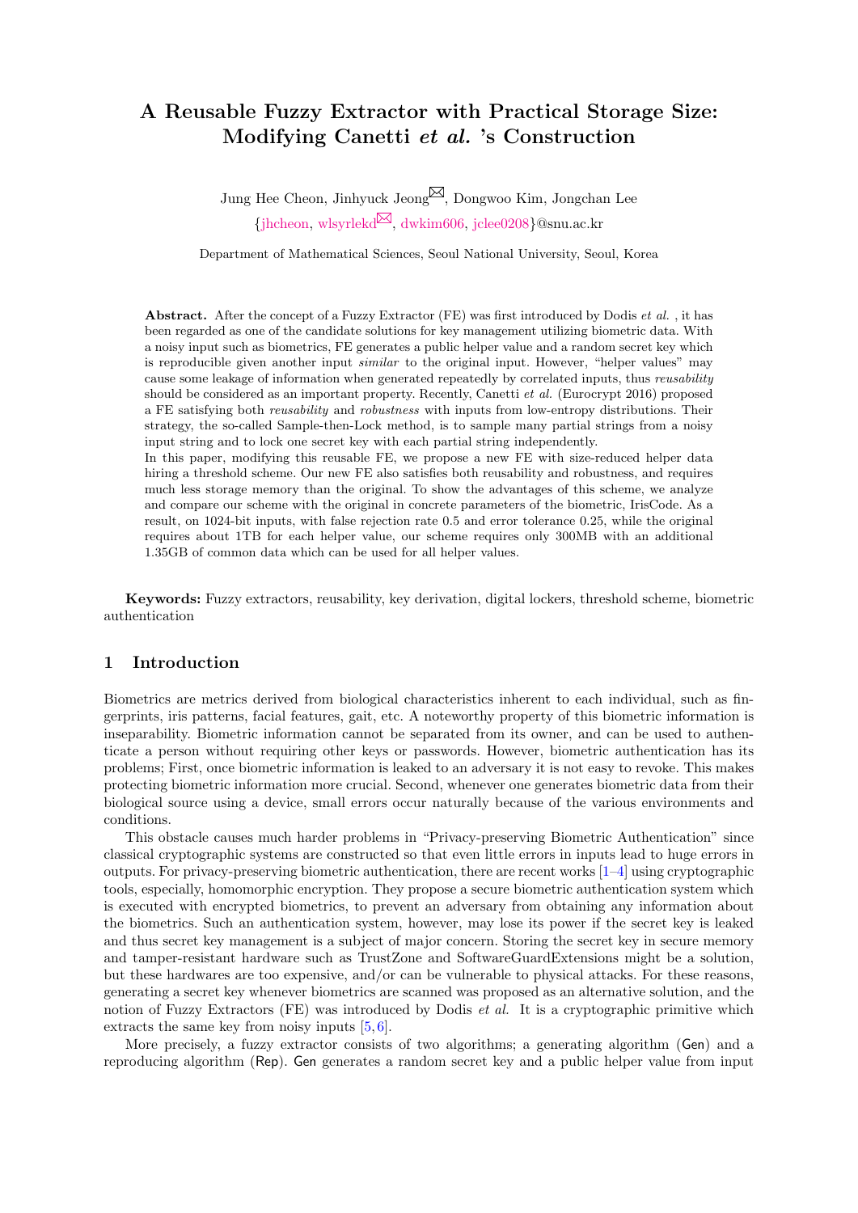# A Reusable Fuzzy Extractor with Practical Storage Size: Modifying Canetti *et al.* 's Construction

Jung Hee Cheon, Jinhyuck Jeong✉, Dongwoo Kim, Jongchan Lee

{jhcheon, wlsyrlekd✉, dwkim606, jclee0208}@snu.ac.kr

Department of Mathematical Sciences, Seoul National University, Seoul, Korea

**Abstract.** After the concept of a Fuzzy Extractor (FE) was first introduced by Dodis *et al.* , it has been regarded as one of the candidate solutions for key management utilizing biometric data. With a noisy input such as biometrics, FE generates a public helper value and a random secret key which is reproducible given another input *similar* to the original input. However, "helper values" may cause some leakage of information when generated repeatedly by correlated inputs, thus *reusability* should be considered as an important property. Recently, Canetti *et al.* (Eurocrypt 2016) proposed a FE satisfying both *reusability* and *robustness* with inputs from low-entropy distributions. Their strategy, the so-called Sample-then-Lock method, is to sample many partial strings from a noisy input string and to lock one secret key with each partial string independently.

In this paper, modifying this reusable FE, we propose a new FE with size-reduced helper data hiring a threshold scheme. Our new FE also satisfies both reusability and robustness, and requires much less storage memory than the original. To show the advantages of this scheme, we analyze and compare our scheme with the original in concrete parameters of the biometric, IrisCode. As a result, on 1024-bit inputs, with false rejection rate 0.5 and error tolerance 0.25, while the original requires about 1TB for each helper value, our scheme requires only 300MB with an additional 1.35GB of common data which can be used for all helper values.

**Keywords:** Fuzzy extractors, reusability, key derivation, digital lockers, threshold scheme, biometric authentication

## 1 Introduction

Biometrics are metrics derived from biological characteristics inherent to each individual, such as fingerprints, iris patterns, facial features, gait, etc. A noteworthy property of this biometric information is inseparability. Biometric information cannot be separated from its owner, and can be used to authenticate a person without requiring other keys or passwords. However, biometric authentication has its problems; First, once biometric information is leaked to an adversary it is not easy to revoke. This makes protecting biometric information more crucial. Second, whenever one generates biometric data from their biological source using a device, small errors occur naturally because of the various environments and conditions.

This obstacle causes much harder problems in "Privacy-preserving Biometric Authentication" since classical cryptographic systems are constructed so that even little errors in inputs lead to huge errors in outputs. For privacy-preserving biometric authentication, there are recent works [1–4] using cryptographic tools, especially, homomorphic encryption. They propose a secure biometric authentication system which is executed with encrypted biometrics, to prevent an adversary from obtaining any information about the biometrics. Such an authentication system, however, may lose its power if the secret key is leaked and thus secret key management is a subject of major concern. Storing the secret key in secure memory and tamper-resistant hardware such as TrustZone and SoftwareGuardExtensions might be a solution, but these hardwares are too expensive, and/or can be vulnerable to physical attacks. For these reasons, generating a secret key whenever biometrics are scanned was proposed as an alternative solution, and the notion of Fuzzy Extractors (FE) was introduced by Dodis *et al.* It is a cryptographic primitive which extracts the same key from noisy inputs [5, 6].

More precisely, a fuzzy extractor consists of two algorithms; a generating algorithm (Gen) and a reproducing algorithm (Rep). Gen generates a random secret key and a public helper value from input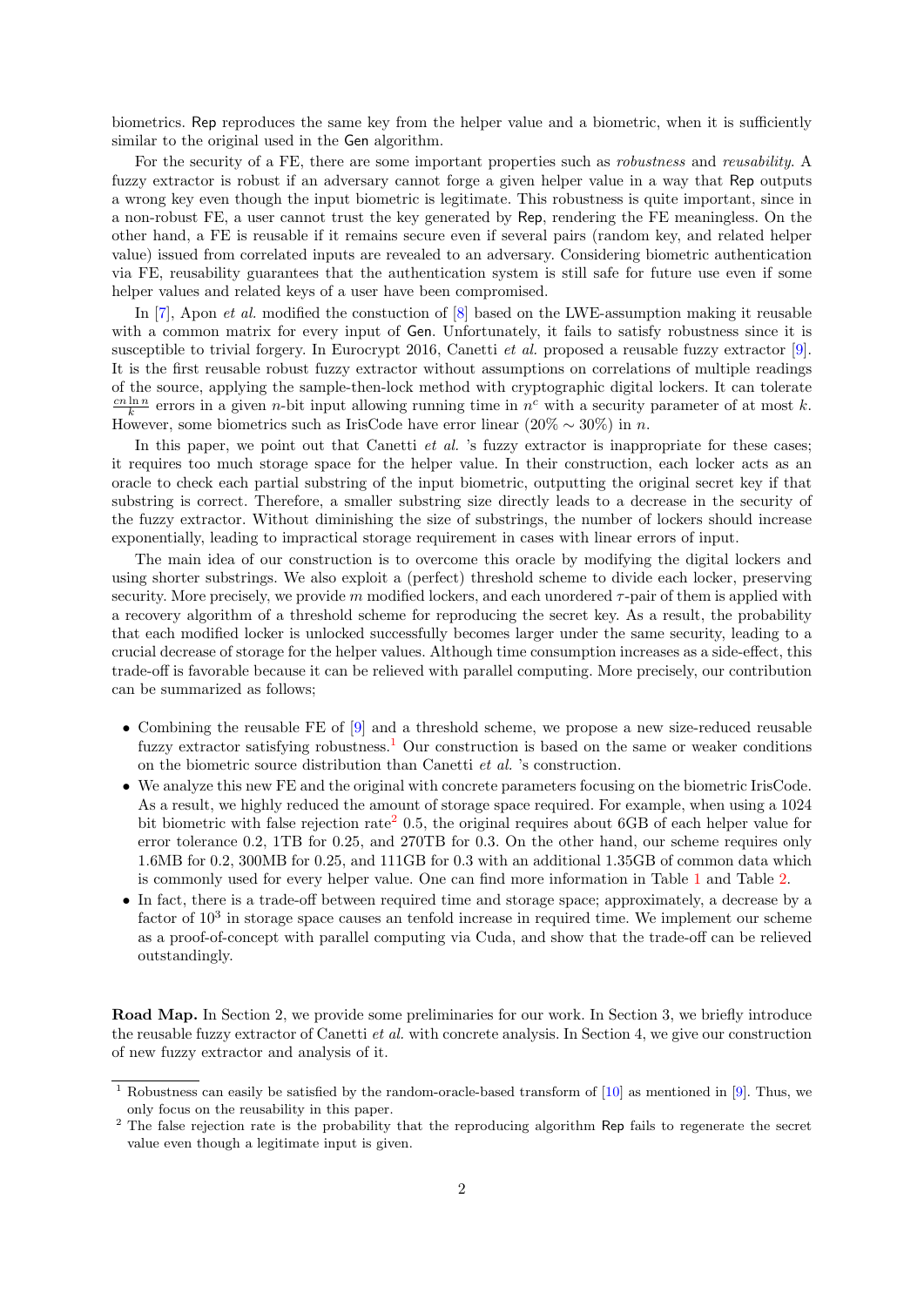biometrics. Rep reproduces the same key from the helper value and a biometric, when it is sufficiently similar to the original used in the Gen algorithm.

For the security of a FE, there are some important properties such as *robustness* and *reusability*. A fuzzy extractor is robust if an adversary cannot forge a given helper value in a way that Rep outputs a wrong key even though the input biometric is legitimate. This robustness is quite important, since in a non-robust FE, a user cannot trust the key generated by Rep, rendering the FE meaningless. On the other hand, a FE is reusable if it remains secure even if several pairs (random key, and related helper value) issued from correlated inputs are revealed to an adversary. Considering biometric authentication via FE, reusability guarantees that the authentication system is still safe for future use even if some helper values and related keys of a user have been compromised.

In [7], Apon *et al.* modified the constuction of [8] based on the LWE-assumption making it reusable with a common matrix for every input of Gen. Unfortunately, it fails to satisfy robustness since it is susceptible to trivial forgery. In Eurocrypt 2016, Canetti *et al.* proposed a reusable fuzzy extractor [9]. It is the first reusable robust fuzzy extractor without assumptions on correlations of multiple readings of the source, applying the sample-then-lock method with cryptographic digital lockers. It can tolerate $\frac{cn \ln n}{k}$ errors in a given $n$-bit input allowing running time in $n^c$ with a security parameter of at most $k$. However, some biometrics such as IrisCode have error linear ($20\% \sim 30\%$) in $n$.

In this paper, we point out that Canetti *et al.* 's fuzzy extractor is inappropriate for these cases; it requires too much storage space for the helper value. In their construction, each locker acts as an oracle to check each partial substring of the input biometric, outputting the original secret key if that substring is correct. Therefore, a smaller substring size directly leads to a decrease in the security of the fuzzy extractor. Without diminishing the size of substrings, the number of lockers should increase exponentially, leading to impractical storage requirement in cases with linear errors of input.

The main idea of our construction is to overcome this oracle by modifying the digital lockers and using shorter substrings. We also exploit a (perfect) threshold scheme to divide each locker, preserving security. More precisely, we provide $m$ modified lockers, and each unordered $\tau$-pair of them is applied with a recovery algorithm of a threshold scheme for reproducing the secret key. As a result, the probability that each modified locker is unlocked successfully becomes larger under the same security, leading to a crucial decrease of storage for the helper values. Although time consumption increases as a side-effect, this trade-off is favorable because it can be relieved with parallel computing. More precisely, our contribution can be summarized as follows;

- Combining the reusable FE of [9] and a threshold scheme, we propose a new size-reduced reusable fuzzy extractor satisfying robustness.[1] Our construction is based on the same or weaker conditions on the biometric source distribution than Canetti *et al.* 's construction.
- We analyze this new FE and the original with concrete parameters focusing on the biometric IrisCode. As a result, we highly reduced the amount of storage space required. For example, when using a 1024 bit biometric with false rejection rate[2] 0.5, the original requires about 6GB of each helper value for error tolerance 0.2, 1TB for 0.25, and 270TB for 0.3. On the other hand, our scheme requires only 1.6MB for 0.2, 300MB for 0.25, and 111GB for 0.3 with an additional 1.35GB of common data which is commonly used for every helper value. One can find more information in Table 1 and Table 2.
- In fact, there is a trade-off between required time and storage space; approximately, a decrease by a factor of $10^3$ in storage space causes an tenfold increase in required time. We implement our scheme as a proof-of-concept with parallel computing via Cuda, and show that the trade-off can be relieved outstandingly.

**Road Map.** In Section 2, we provide some preliminaries for our work. In Section 3, we briefly introduce the reusable fuzzy extractor of Canetti *et al.* with concrete analysis. In Section 4, we give our construction of new fuzzy extractor and analysis of it.

---

[1] Robustness can easily be satisfied by the random-oracle-based transform of [10] as mentioned in [9]. Thus, we only focus on the reusability in this paper.

[2] The false rejection rate is the probability that the reproducing algorithm Rep fails to regenerate the secret value even though a legitimate input is given.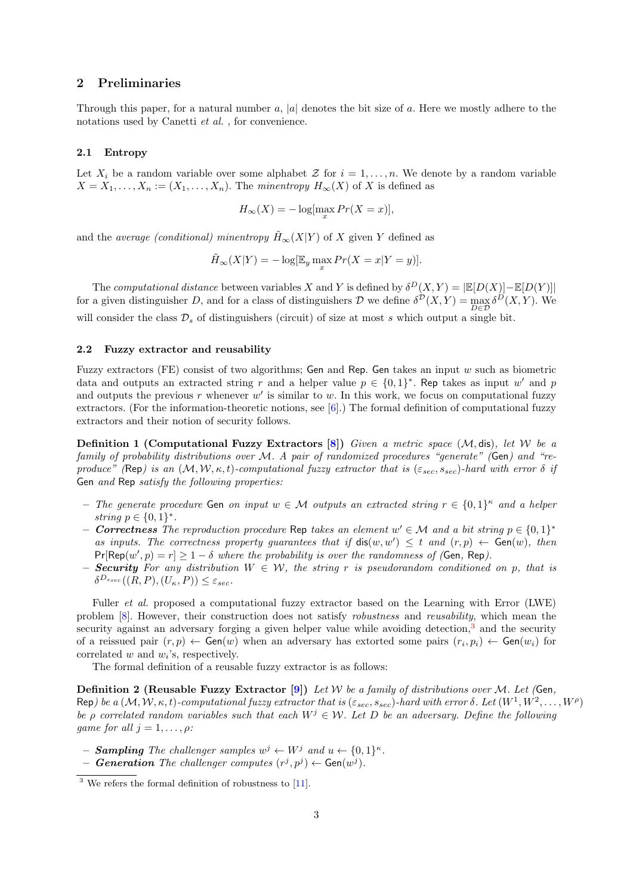## 2 Preliminaries

Through this paper, for a natural number $a$, $|a|$ denotes the bit size of $a$. Here we mostly adhere to the notations used by Canetti *et al.* , for convenience.

### 2.1 Entropy

Let $X_i$ be a random variable over some alphabet $\mathcal{Z}$ for $i = 1, \dots, n$. We denote by a random variable $X = X_1, \dots, X_n := (X_1, \dots, X_n)$. The *minentropy* $H_\infty(X)$ of $X$ is defined as

$$H_\infty(X) = -\log[\max_x Pr(X = x)],$$

and the *average (conditional) minentropy* $\tilde{H}_\infty(X|Y)$ of $X$ given $Y$ defined as

$$\tilde{H}_\infty(X|Y) = -\log[\mathbb{E}_y \max_x Pr(X = x|Y = y)].$$

The *computational distance* between variables $X$ and $Y$ is defined by $\delta^D(X, Y) = |\mathbb{E}[D(X)] - \mathbb{E}[D(Y)]|$ for a given distinguisher $D$, and for a class of distinguishers $\mathcal{D}$ we define $\delta^{\mathcal{D}}(X, Y) = \max_{D \in \mathcal{D}} \delta^D(X, Y)$. We will consider the class $\mathcal{D}_s$ of distinguishers (circuit) of size at most $s$ which output a single bit.

### 2.2 Fuzzy extractor and reusability

Fuzzy extractors (FE) consist of two algorithms; Gen and Rep. Gen takes an input $w$ such as biometric data and outputs an extracted string $r$ and a helper value $p \in \{0, 1\}^*$. Rep takes as input $w'$ and $p$ and outputs the previous $r$ whenever $w'$ is similar to $w$. In this work, we focus on computational fuzzy extractors. (For the information-theoretic notions, see [6].) The formal definition of computational fuzzy extractors and their notion of security follows.

**Definition 1 (Computational Fuzzy Extractors [8])** *Given a metric space $(\mathcal{M}, \mathsf{dis})$, let $\mathcal{W}$ be a family of probability distributions over $\mathcal{M}$. A pair of randomized procedures "generate" (Gen) and "reproduce" (Rep) is an $(\mathcal{M}, \mathcal{W}, \kappa, t)$-computational fuzzy extractor that is $(\varepsilon_{sec}, s_{sec})$-hard with error $\delta$ if Gen and Rep satisfy the following properties:*

- *The generate procedure Gen on input $w \in \mathcal{M}$ outputs an extracted string $r \in \{0, 1\}^\kappa$ and a helper string $p \in \{0, 1\}^*$.*
- ***Correctness** The reproduction procedure Rep takes an element $w' \in \mathcal{M}$ and a bit string $p \in \{0, 1\}^*$ as inputs. The correctness property guarantees that if $\mathsf{dis}(w, w') \leq t$ and $(r, p) \leftarrow \mathsf{Gen}(w)$, then $\Pr[\mathsf{Rep}(w', p) = r] \geq 1 - \delta$ where the probability is over the randomness of (Gen, Rep).*
- ***Security** For any distribution $W \in \mathcal{W}$, the string $r$ is pseudorandom conditioned on $p$, that is $\delta^{D_{s_{sec}}}((R, P), (U_\kappa, P)) \leq \varepsilon_{sec}$.*

Fuller *et al.* proposed a computational fuzzy extractor based on the Learning with Error (LWE) problem [8]. However, their construction does not satisfy *robustness* and *reusability*, which mean the security against an adversary forging a given helper value while avoiding detection,[3] and the security of a reissued pair $(r, p) \leftarrow \mathsf{Gen}(w)$ when an adversary has extorted some pairs $(r_i, p_i) \leftarrow \mathsf{Gen}(w_i)$ for correlated $w$ and $w_i$'s, respectively.

The formal definition of a reusable fuzzy extractor is as follows:

**Definition 2 (Reusable Fuzzy Extractor [9])** *Let $\mathcal{W}$ be a family of distributions over $\mathcal{M}$. Let (Gen, Rep) be a $(\mathcal{M}, \mathcal{W}, \kappa, t)$-computational fuzzy extractor that is $(\varepsilon_{sec}, s_{sec})$-hard with error $\delta$. Let $(W^1, W^2, \dots, W^\rho)$ be $\rho$ correlated random variables such that each $W^j \in \mathcal{W}$. Let $D$ be an adversary. Define the following game for all $j = 1, \dots, \rho$:*

- ***Sampling** The challenger samples $w^j \leftarrow W^j$ and $u \leftarrow \{0, 1\}^\kappa$.*
- ***Generation** The challenger computes $(r^j, p^j) \leftarrow \mathsf{Gen}(w^j)$.*

[3] We refers the formal definition of robustness to [11].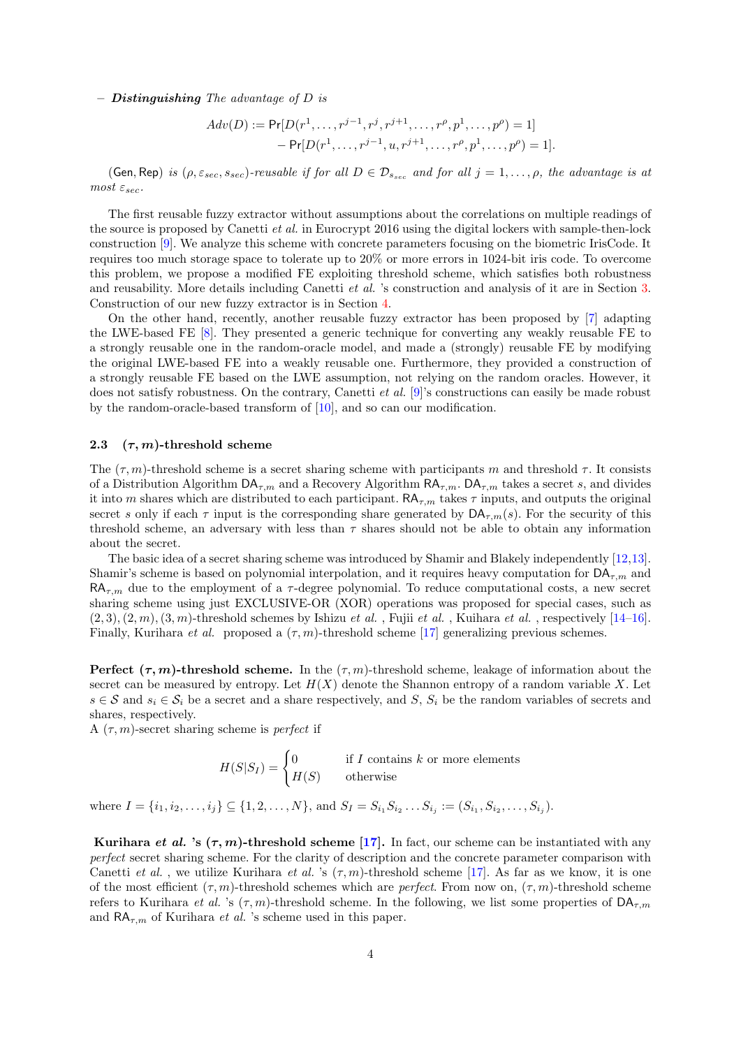– ***Distinguishing*** *The advantage of $D$ is*

$$Adv(D) := \Pr[D(r^1, \ldots, r^{j-1}, r^j, r^{j+1}, \ldots, r^\rho, p^1, \ldots, p^\rho) = 1] - \Pr[D(r^1, \ldots, r^{j-1}, u, r^{j+1}, \ldots, r^\rho, p^1, \ldots, p^\rho) = 1].$$

$(\mathsf{Gen}, \mathsf{Rep})$ *is $(\rho, \varepsilon_{sec}, s_{sec})$-reusable if for all $D \in \mathcal{D}_{s_{sec}}$ and for all $j = 1, \ldots, \rho$, the advantage is at most $\varepsilon_{sec}$.*

The first reusable fuzzy extractor without assumptions about the correlations on multiple readings of the source is proposed by Canetti *et al.* in Eurocrypt 2016 using the digital lockers with sample-then-lock construction [9]. We analyze this scheme with concrete parameters focusing on the biometric IrisCode. It requires too much storage space to tolerate up to 20% or more errors in 1024-bit iris code. To overcome this problem, we propose a modified FE exploiting threshold scheme, which satisfies both robustness and reusability. More details including Canetti *et al.* 's construction and analysis of it are in Section 3. Construction of our new fuzzy extractor is in Section 4.

On the other hand, recently, another reusable fuzzy extractor has been proposed by [7] adapting the LWE-based FE [8]. They presented a generic technique for converting any weakly reusable FE to a strongly reusable one in the random-oracle model, and made a (strongly) reusable FE by modifying the original LWE-based FE into a weakly reusable one. Furthermore, they provided a construction of a strongly reusable FE based on the LWE assumption, not relying on the random oracles. However, it does not satisfy robustness. On the contrary, Canetti *et al.* [9]'s constructions can easily be made robust by the random-oracle-based transform of [10], and so can our modification.

### 2.3 $(\tau, m)$-threshold scheme

The $(\tau, m)$-threshold scheme is a secret sharing scheme with participants $m$ and threshold $\tau$. It consists of a Distribution Algorithm $\mathsf{DA}_{\tau,m}$ and a Recovery Algorithm $\mathsf{RA}_{\tau,m}$. $\mathsf{DA}_{\tau,m}$ takes a secret $s$, and divides it into $m$ shares which are distributed to each participant. $\mathsf{RA}_{\tau,m}$ takes $\tau$ inputs, and outputs the original secret $s$ only if each $\tau$ input is the corresponding share generated by $\mathsf{DA}_{\tau,m}(s)$. For the security of this threshold scheme, an adversary with less than $\tau$ shares should not be able to obtain any information about the secret.

The basic idea of a secret sharing scheme was introduced by Shamir and Blakely independently [12,13]. Shamir's scheme is based on polynomial interpolation, and it requires heavy computation for $\mathsf{DA}_{\tau,m}$ and $\mathsf{RA}_{\tau,m}$ due to the employment of a $\tau$-degree polynomial. To reduce computational costs, a new secret sharing scheme using just EXCLUSIVE-OR (XOR) operations was proposed for special cases, such as $(2,3), (2,m), (3,m)$-threshold schemes by Ishizu *et al.* , Fujii *et al.* , Kuihara *et al.* , respectively [14–16]. Finally, Kurihara *et al.* proposed a $(\tau, m)$-threshold scheme [17] generalizing previous schemes.

**Perfect $(\tau, m)$-threshold scheme.** In the $(\tau, m)$-threshold scheme, leakage of information about the secret can be measured by entropy. Let $H(X)$ denote the Shannon entropy of a random variable $X$. Let $s \in \mathcal{S}$ and $s_i \in \mathcal{S}_i$ be a secret and a share respectively, and $S$, $S_i$ be the random variables of secrets and shares, respectively.
A $(\tau, m)$-secret sharing scheme is *perfect* if

$$H(S|S_I) = \begin{cases} 0 & \text{if } I \text{ contains } k \text{ or more elements} \\ H(S) & \text{otherwise} \end{cases}$$

where $I = \{i_1, i_2, \ldots, i_j\} \subseteq \{1, 2, \ldots, N\}$, and $S_I = S_{i_1} S_{i_2} \ldots S_{i_j} := (S_{i_1}, S_{i_2}, \ldots, S_{i_j})$.

**Kurihara *et al.* 's $(\tau, m)$-threshold scheme [17].** In fact, our scheme can be instantiated with any *perfect* secret sharing scheme. For the clarity of description and the concrete parameter comparison with Canetti *et al.* , we utilize Kurihara *et al.* 's $(\tau, m)$-threshold scheme [17]. As far as we know, it is one of the most efficient $(\tau, m)$-threshold schemes which are *perfect*. From now on, $(\tau, m)$-threshold scheme refers to Kurihara *et al.* 's $(\tau, m)$-threshold scheme. In the following, we list some properties of $\mathsf{DA}_{\tau,m}$ and $\mathsf{RA}_{\tau,m}$ of Kurihara *et al.* 's scheme used in this paper.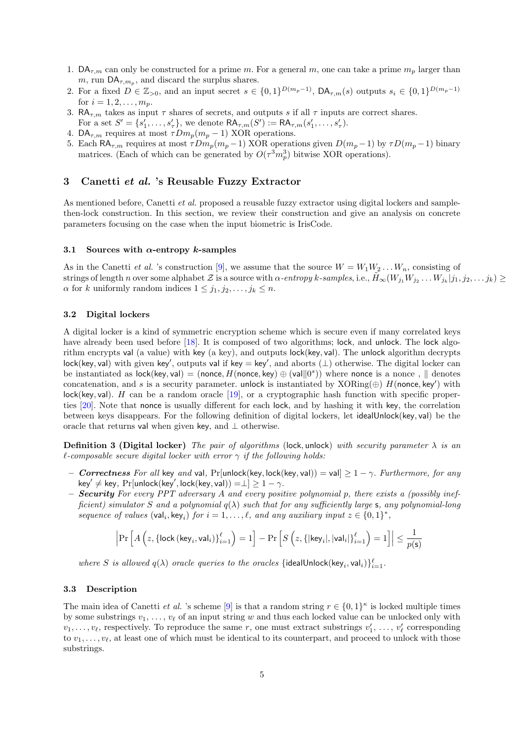1. $\mathsf{DA}_{\tau,m}$ can only be constructed for a prime $m$. For a general $m$, one can take a prime $m_p$ larger than $m$, run $\mathsf{DA}_{\tau,m_p}$, and discard the surplus shares.
2. For a fixed $D \in \mathbb{Z}_{>0}$, and an input secret $s \in \{0,1\}^{D(m_p-1)}$, $\mathsf{DA}_{\tau,m}(s)$ outputs $s_i \in \{0,1\}^{D(m_p-1)}$ for $i = 1, 2, \ldots, m_p$.
3. $\mathsf{RA}_{\tau,m}$ takes as input $\tau$ shares of secrets, and outputs $s$ if all $\tau$ inputs are correct shares. For a set $S' = \{s'_1, \ldots, s'_\tau\}$, we denote $\mathsf{RA}_{\tau,m}(S') := \mathsf{RA}_{\tau,m}(s'_1, \ldots, s'_\tau)$.
4. $\mathsf{DA}_{\tau,m}$ requires at most $\tau D m_p(m_p-1)$ XOR operations.
5. Each $\mathsf{RA}_{\tau,m}$ requires at most $\tau D m_p(m_p-1)$ XOR operations given $D(m_p-1)$ by $\tau D(m_p-1)$ binary matrices. (Each of which can be generated by $O(\tau^3 m_p^3)$ bitwise XOR operations).

## 3 Canetti *et al.* 's Reusable Fuzzy Extractor

As mentioned before, Canetti *et al.* proposed a reusable fuzzy extractor using digital lockers and sample-then-lock construction. In this section, we review their construction and give an analysis on concrete parameters focusing on the case when the input biometric is IrisCode.

### 3.1 Sources with $\alpha$-entropy $k$-samples

As in the Canetti *et al.* 's construction [9], we assume that the source $W = W_1 W_2 \ldots W_n$, consisting of strings of length $n$ over some alphabet $\mathcal{Z}$ is a source with *$\alpha$-entropy $k$-samples*, i.e., $\tilde{H}_\infty(W_{j_1} W_{j_2} \ldots W_{j_k} | j_1, j_2, \ldots j_k) \geq \alpha$ for $k$ uniformly random indices $1 \leq j_1, j_2, \ldots, j_k \leq n$.

### 3.2 Digital lockers

A digital locker is a kind of symmetric encryption scheme which is secure even if many correlated keys have already been used before [18]. It is composed of two algorithms; $\mathsf{lock}$, and $\mathsf{unlock}$. The $\mathsf{lock}$ algorithm encrypts $\mathsf{val}$ (a value) with $\mathsf{key}$ (a key), and outputs $\mathsf{lock}(\mathsf{key}, \mathsf{val})$. The $\mathsf{unlock}$ algorithm decrypts $\mathsf{lock}(\mathsf{key}, \mathsf{val})$ with given $\mathsf{key}'$, outputs $\mathsf{val}$ if $\mathsf{key} = \mathsf{key}'$, and aborts ($\perp$) otherwise. The digital locker can be instantiated as $\mathsf{lock}(\mathsf{key}, \mathsf{val}) = (\mathsf{nonce}, H(\mathsf{nonce}, \mathsf{key}) \oplus (\mathsf{val} \| 0^s))$ where $\mathsf{nonce}$ is a nonce , $\|$ denotes concatenation, and $s$ is a security parameter. $\mathsf{unlock}$ is instantiated by XORing($\oplus$) $H(\mathsf{nonce}, \mathsf{key}')$ with $\mathsf{lock}(\mathsf{key}, \mathsf{val})$. $H$ can be a random oracle [19], or a cryptographic hash function with specific properties [20]. Note that $\mathsf{nonce}$ is usually different for each $\mathsf{lock}$, and by hashing it with $\mathsf{key}$, the correlation between keys disappears. For the following definition of digital lockers, let $\mathsf{idealUnlock}(\mathsf{key}, \mathsf{val})$ be the oracle that returns $\mathsf{val}$ when given $\mathsf{key}$, and $\perp$ otherwise.

**Definition 3 (Digital locker)** *The pair of algorithms* $(\mathsf{lock}, \mathsf{unlock})$ *with security parameter $\lambda$ is an $\ell$-composable secure digital locker with error $\gamma$ if the following holds:*

- ***Correctness*** *For all* $\mathsf{key}$ *and* $\mathsf{val}$, $\Pr[\mathsf{unlock}(\mathsf{key}, \mathsf{lock}(\mathsf{key}, \mathsf{val})) = \mathsf{val}] \geq 1 - \gamma$. *Furthermore, for any* $\mathsf{key}' \neq \mathsf{key}$, $\Pr[\mathsf{unlock}(\mathsf{key}', \mathsf{lock}(\mathsf{key}, \mathsf{val})) = \perp] \geq 1 - \gamma$.
- ***Security*** *For every PPT adversary $A$ and every positive polynomial $p$, there exists a (possibly inefficient) simulator $S$ and a polynomial $q(\lambda)$ such that for any sufficiently large* $\mathsf{s}$*, any polynomial-long sequence of values* $(\mathsf{val}_i, \mathsf{key}_i)$ *for* $i = 1, \ldots, \ell$*, and any auxiliary input* $z \in \{0,1\}^*$*,*

$$\left| \Pr\left[A\left(z, \{\mathsf{lock}\left(\mathsf{key}_i, \mathsf{val}_i\right)\}_{i=1}^{\ell}\right) = 1\right] - \Pr\left[S\left(z, \{|\mathsf{key}_i|, |\mathsf{val}_i|\}_{i=1}^{\ell}\right) = 1\right] \right| \leq \frac{1}{p(\mathsf{s})}$$

*where $S$ is allowed $q(\lambda)$ oracle queries to the oracles* $\{\mathsf{idealUnlock}(\mathsf{key}_i, \mathsf{val}_i)\}_{i=1}^{\ell}$.

### 3.3 Description

The main idea of Canetti *et al.* 's scheme [9] is that a random string $r \in \{0,1\}^\kappa$ is locked multiple times by some substrings $v_1, \ldots, v_\ell$ of an input string $w$ and thus each locked value can be unlocked only with $v_1, \ldots, v_\ell$, respectively. To reproduce the same $r$, one must extract substrings $v'_1, \ldots, v'_\ell$ corresponding to $v_1, \ldots, v_\ell$, at least one of which must be identical to its counterpart, and proceed to unlock with those substrings.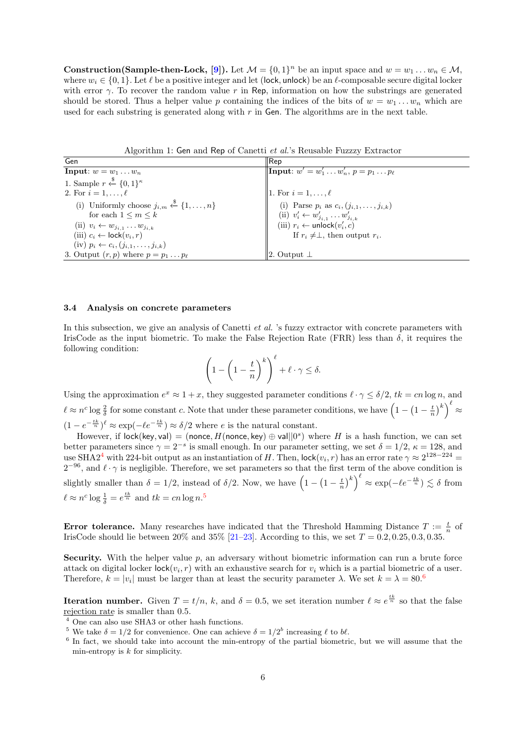**Construction(Sample-then-Lock, [9]).** Let $\mathcal{M} = \{0,1\}^n$ be an input space and $w = w_1 \dots w_n \in \mathcal{M}$, where $w_i \in \{0,1\}$. Let $\ell$ be a positive integer and let $(\mathsf{lock}, \mathsf{unlock})$ be an $\ell$-composable secure digital locker with error $\gamma$. To recover the random value $r$ in $\mathsf{Rep}$, information on how the substrings are generated should be stored. Thus a helper value $p$ containing the indices of the bits of $w = w_1 \dots w_n$ which are used for each substring is generated along with $r$ in $\mathsf{Gen}$. The algorithms are in the next table.

Algorithm 1: $\mathsf{Gen}$ and $\mathsf{Rep}$ of Canetti *et al.*'s Reusable Fuzzy Extractor

| $\mathsf{Gen}$ | $\mathsf{Rep}$ |
|---|---|
| **Input**: $w = w_1 \dots w_n$ | **Input**: $w' = w'_1 \dots w'_n$, $p = p_1 \dots p_\ell$ |
| 1. Sample $r \xleftarrow{\$} \{0,1\}^\kappa$ | |
| 2. For $i = 1, \dots, \ell$ | 1. For $i = 1, \dots, \ell$ |
| (i) Uniformly choose $j_{i,m} \xleftarrow{\$} \{1, \dots, n\}$ for each $1 \le m \le k$ | (i) Parse $p_i$ as $c_i, (j_{i,1}, \dots, j_{i,k})$ |
| (ii) $v_i \leftarrow w_{j_{i,1}} \dots w_{j_{i,k}}$ | (ii) $v'_i \leftarrow w'_{j_{i,1}} \dots w'_{j_{i,k}}$ |
| (iii) $c_i \leftarrow \mathsf{lock}(v_i, r)$ | (iii) $r_i \leftarrow \mathsf{unlock}(v'_i, c)$ If $r_i \ne \perp$, then output $r_i$. |
| (iv) $p_i \leftarrow c_i, (j_{i,1}, \dots, j_{i,k})$ | |
| 3. Output $(r, p)$ where $p = p_1 \dots p_\ell$ | 2. Output $\perp$ |

### 3.4 Analysis on concrete parameters

In this subsection, we give an analysis of Canetti *et al.* 's fuzzy extractor with concrete parameters with IrisCode as the input biometric. To make the False Rejection Rate (FRR) less than $\delta$, it requires the following condition:

$$\left(1 - \left(1 - \frac{t}{n}\right)^k\right)^\ell + \ell \cdot \gamma \le \delta.$$

Using the approximation $e^x \approx 1 + x$, they suggested parameter conditions $\ell \cdot \gamma \le \delta/2$, $tk = cn \log n$, and $\ell \approx n^c \log \frac{2}{\delta}$ for some constant $c$. Note that under these parameter conditions, we have $\left(1 - \left(1 - \frac{t}{n}\right)^k\right)^\ell \approx (1 - e^{-\frac{tk}{n}})^\ell \approx \exp(-\ell e^{-\frac{tk}{n}}) \approx \delta/2$ where $e$ is the natural constant.

However, if $\mathsf{lock}(\mathsf{key}, \mathsf{val}) = (\mathsf{nonce}, H(\mathsf{nonce}, \mathsf{key}) \oplus \mathsf{val} || 0^s)$ where $H$ is a hash function, we can set better parameters since $\gamma = 2^{-s}$ is small enough. In our parameter setting, we set $\delta = 1/2$, $\kappa = 128$, and use SHA2[4] with 224-bit output as an instantiation of $H$. Then, $\mathsf{lock}(v_i, r)$ has an error rate $\gamma \approx 2^{128-224} = 2^{-96}$, and $\ell \cdot \gamma$ is negligible. Therefore, we set parameters so that the first term of the above condition is slightly smaller than $\delta = 1/2$, instead of $\delta/2$. Now, we have $\left(1 - \left(1 - \frac{t}{n}\right)^k\right)^\ell \approx \exp(-\ell e^{-\frac{tk}{n}}) \lesssim \delta$ from $\ell \approx n^c \log \frac{1}{\delta} = e^{\frac{tk}{n}}$ and $tk = cn \log n$.[5]

**Error tolerance.** Many researches have indicated that the Threshold Hamming Distance $T := \frac{t}{n}$ of IrisCode should lie between 20% and 35% [21–23]. According to this, we set $T = 0.2, 0.25, 0.3, 0.35$.

**Security.** With the helper value $p$, an adversary without biometric information can run a brute force attack on digital locker $\mathsf{lock}(v_i, r)$ with an exhaustive search for $v_i$ which is a partial biometric of a user. Therefore, $k = |v_i|$ must be larger than at least the security parameter $\lambda$. We set $k = \lambda = 80$.[6]

**Iteration number.** Given $T = t/n$, $k$, and $\delta = 0.5$, we set iteration number $\ell \approx e^{\frac{tk}{n}}$ so that the false rejection rate is smaller than 0.5.

[4] One can also use SHA3 or other hash functions.

[5] We take $\delta = 1/2$ for convenience. One can achieve $\delta = 1/2^b$ increasing $\ell$ to $b\ell$.

[6] In fact, we should take into account the min-entropy of the partial biometric, but we will assume that the min-entropy is $k$ for simplicity.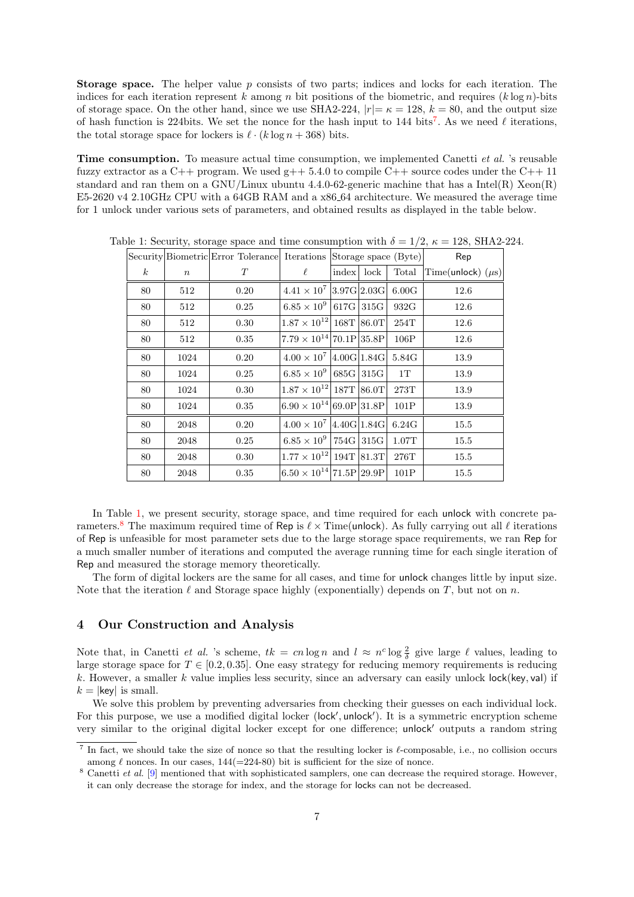**Storage space.** The helper value $p$ consists of two parts; indices and locks for each iteration. The indices for each iteration represent $k$ among $n$ bit positions of the biometric, and requires $(k \log n)$-bits of storage space. On the other hand, since we use SHA2-224, $|r| = \kappa = 128$, $k = 80$, and the output size of hash function is 224bits. We set the nonce for the hash input to 144 bits[7]. As we need $\ell$ iterations, the total storage space for lockers is $\ell \cdot (k \log n + 368)$ bits.

**Time consumption.** To measure actual time consumption, we implemented Canetti *et al.* 's reusable fuzzy extractor as a C++ program. We used g++ 5.4.0 to compile C++ source codes under the C++ 11 standard and ran them on a GNU/Linux ubuntu 4.4.0-62-generic machine that has a Intel(R) Xeon(R) E5-2620 v4 2.10GHz CPU with a 64GB RAM and a x86_64 architecture. We measured the average time for 1 unlock under various sets of parameters, and obtained results as displayed in the table below.

Table 1: Security, storage space and time consumption with $\delta = 1/2$, $\kappa = 128$, SHA2-224.

| Security | Biometric | Error Tolerance | Iterations | Storage space (Byte) | | | Rep |
|---|---|---|---|---|---|---|---|
| $k$ | $n$ | $T$ | $\ell$ | index | lock | Total | Time(unlock) ($\mu s$) |
| 80 | 512 | 0.20 | $4.41 \times 10^7$ | 3.97G | 2.03G | 6.00G | 12.6 |
| 80 | 512 | 0.25 | $6.85 \times 10^9$ | 617G | 315G | 932G | 12.6 |
| 80 | 512 | 0.30 | $1.87 \times 10^{12}$ | 168T | 86.0T | 254T | 12.6 |
| 80 | 512 | 0.35 | $7.79 \times 10^{14}$ | 70.1P | 35.8P | 106P | 12.6 |
| 80 | 1024 | 0.20 | $4.00 \times 10^7$ | 4.00G | 1.84G | 5.84G | 13.9 |
| 80 | 1024 | 0.25 | $6.85 \times 10^9$ | 685G | 315G | 1T | 13.9 |
| 80 | 1024 | 0.30 | $1.87 \times 10^{12}$ | 187T | 86.0T | 273T | 13.9 |
| 80 | 1024 | 0.35 | $6.90 \times 10^{14}$ | 69.0P | 31.8P | 101P | 13.9 |
| 80 | 2048 | 0.20 | $4.00 \times 10^7$ | 4.40G | 1.84G | 6.24G | 15.5 |
| 80 | 2048 | 0.25 | $6.85 \times 10^9$ | 754G | 315G | 1.07T | 15.5 |
| 80 | 2048 | 0.30 | $1.77 \times 10^{12}$ | 194T | 81.3T | 276T | 15.5 |
| 80 | 2048 | 0.35 | $6.50 \times 10^{14}$ | 71.5P | 29.9P | 101P | 15.5 |

In Table 1, we present security, storage space, and time required for each unlock with concrete parameters.[8] The maximum required time of Rep is $\ell \times$ Time(unlock). As fully carrying out all $\ell$ iterations of Rep is unfeasible for most parameter sets due to the large storage space requirements, we ran Rep for a much smaller number of iterations and computed the average running time for each single iteration of Rep and measured the storage memory theoretically.

The form of digital lockers are the same for all cases, and time for unlock changes little by input size. Note that the iteration $\ell$ and Storage space highly (exponentially) depends on $T$, but not on $n$.

## 4 Our Construction and Analysis

Note that, in Canetti *et al.* 's scheme, $tk = cn \log n$ and $l \approx n^c \log \frac{2}{\delta}$ give large $\ell$ values, leading to large storage space for $T \in [0.2, 0.35]$. One easy strategy for reducing memory requirements is reducing $k$. However, a smaller $k$ value implies less security, since an adversary can easily unlock $\mathsf{lock}(\mathsf{key}, \mathsf{val})$ if $k = |\mathsf{key}|$ is small.

We solve this problem by preventing adversaries from checking their guesses on each individual lock. For this purpose, we use a modified digital locker ($\mathsf{lock}', \mathsf{unlock}'$). It is a symmetric encryption scheme very similar to the original digital locker except for one difference; $\mathsf{unlock}'$ outputs a random string

[7] In fact, we should take the size of nonce so that the resulting locker is $\ell$-composable, i.e., no collision occurs among $\ell$ nonces. In our cases, 144(=224-80) bit is sufficient for the size of nonce.

[8] Canetti *et al.* [9] mentioned that with sophisticated samplers, one can decrease the required storage. However, it can only decrease the storage for index, and the storage for locks can not be decreased.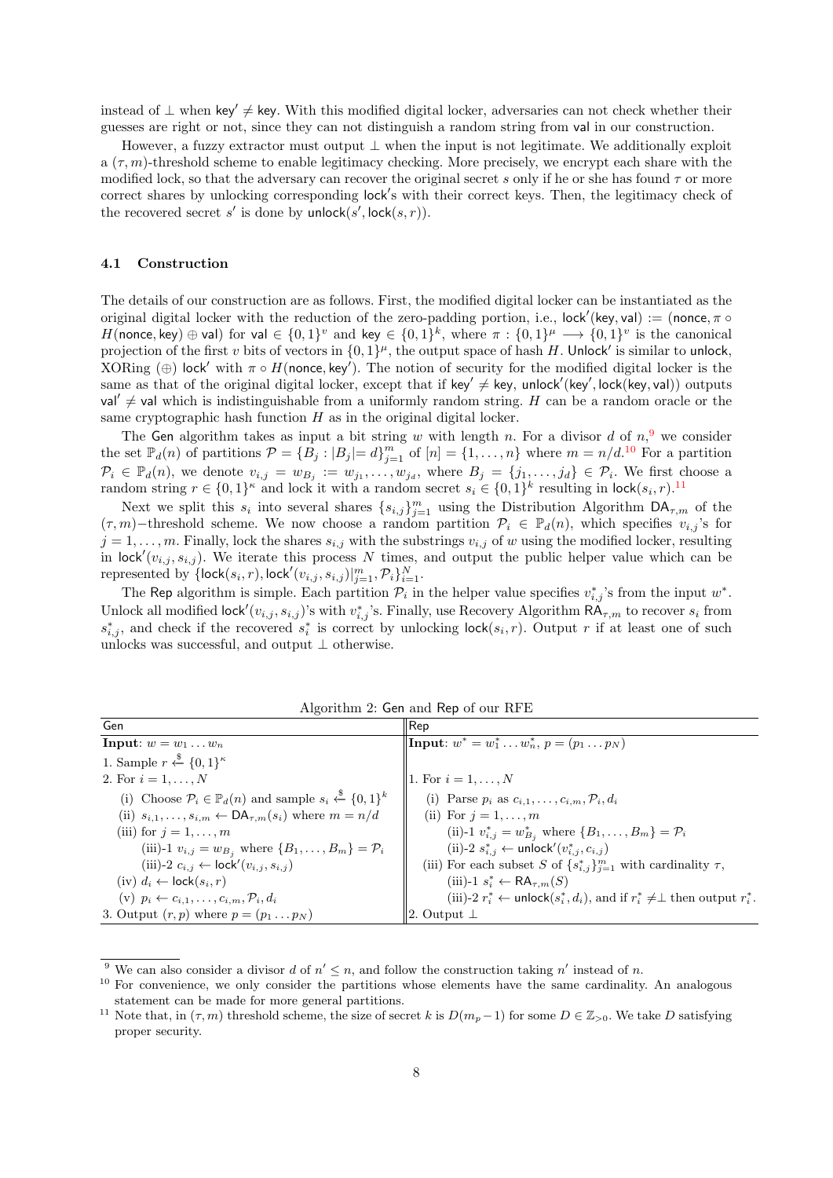instead of $\perp$ when $\mathsf{key}' \neq \mathsf{key}$. With this modified digital locker, adversaries can not check whether their guesses are right or not, since they can not distinguish a random string from $\mathsf{val}$ in our construction.

However, a fuzzy extractor must output $\perp$ when the input is not legitimate. We additionally exploit a $(\tau, m)$-threshold scheme to enable legitimacy checking. More precisely, we encrypt each share with the modified lock, so that the adversary can recover the original secret $s$ only if he or she has found $\tau$ or more correct shares by unlocking corresponding $\mathsf{lock}$'s with their correct keys. Then, the legitimacy check of the recovered secret $s'$ is done by $\mathsf{unlock}(s', \mathsf{lock}(s, r))$.

### 4.1 Construction

The details of our construction are as follows. First, the modified digital locker can be instantiated as the original digital locker with the reduction of the zero-padding portion, i.e., $\mathsf{lock}'(\mathsf{key}, \mathsf{val}) := (\mathsf{nonce}, \pi \circ H(\mathsf{nonce}, \mathsf{key}) \oplus \mathsf{val})$ for $\mathsf{val} \in \{0,1\}^v$ and $\mathsf{key} \in \{0,1\}^k$, where $\pi : \{0,1\}^\mu \longrightarrow \{0,1\}^v$ is the canonical projection of the first $v$ bits of vectors in $\{0,1\}^\mu$, the output space of hash $H$. $\mathsf{Unlock}'$ is similar to $\mathsf{unlock}$, XORing ($\oplus$) $\mathsf{lock}'$ with $\pi \circ H(\mathsf{nonce}, \mathsf{key}')$. The notion of security for the modified digital locker is the same as that of the original digital locker, except that if $\mathsf{key}' \neq \mathsf{key}$, $\mathsf{unlock}'(\mathsf{key}', \mathsf{lock}(\mathsf{key}, \mathsf{val}))$ outputs $\mathsf{val}' \neq \mathsf{val}$ which is indistinguishable from a uniformly random string. $H$ can be a random oracle or the same cryptographic hash function $H$ as in the original digital locker.

The $\mathsf{Gen}$ algorithm takes as input a bit string $w$ with length $n$. For a divisor $d$ of $n$,[9] we consider the set $\mathbb{P}_d(n)$ of partitions $\mathcal{P} = \{B_j : |B_j| = d\}_{j=1}^m$ of $[n] = \{1, \dots, n\}$ where $m = n/d$.[10] For a partition $\mathcal{P}_i \in \mathbb{P}_d(n)$, we denote $v_{i,j} = w_{B_j} := w_{j_1}, \dots, w_{j_d}$, where $B_j = \{j_1, \dots, j_d\} \in \mathcal{P}_i$. We first choose a random string $r \in \{0,1\}^\kappa$ and lock it with a random secret $s_i \in \{0,1\}^k$ resulting in $\mathsf{lock}(s_i, r)$.[11]

Next we split this $s_i$ into several shares $\{s_{i,j}\}_{j=1}^m$ using the Distribution Algorithm $\mathsf{DA}_{\tau,m}$ of the $(\tau, m)-$threshold scheme. We now choose a random partition $\mathcal{P}_i \in \mathbb{P}_d(n)$, which specifies $v_{i,j}$'s for $j = 1, \dots, m$. Finally, lock the shares $s_{i,j}$ with the substrings $v_{i,j}$ of $w$ using the modified locker, resulting in $\mathsf{lock}'(v_{i,j}, s_{i,j})$. We iterate this process $N$ times, and output the public helper value which can be represented by $\{\mathsf{lock}(s_i, r), \mathsf{lock}'(v_{i,j}, s_{i,j})|_{j=1}^m, \mathcal{P}_i\}_{i=1}^N$.

The $\mathsf{Rep}$ algorithm is simple. Each partition $\mathcal{P}_i$ in the helper value specifies $v_{i,j}^*$'s from the input $w^*$. Unlock all modified $\mathsf{lock}'(v_{i,j}, s_{i,j})$'s with $v_{i,j}^*$'s. Finally, use Recovery Algorithm $\mathsf{RA}_{\tau,m}$ to recover $s_i$ from $s_{i,j}^*$, and check if the recovered $s_i^*$ is correct by unlocking $\mathsf{lock}(s_i, r)$. Output $r$ if at least one of such unlocks was successful, and output $\perp$ otherwise.

Algorithm 2: $\mathsf{Gen}$ and $\mathsf{Rep}$ of our RFE

| $\mathsf{Gen}$ | $\mathsf{Rep}$ |
|---|---|
| **Input**: $w = w_1 \dots w_n$ | **Input**: $w^* = w_1^* \dots w_n^*$, $p = (p_1 \dots p_N)$ |
| 1. Sample $r \xleftarrow{\$} \{0,1\}^\kappa$ | |
| 2. For $i = 1, \dots, N$ | 1. For $i = 1, \dots, N$ |
| (i) Choose $\mathcal{P}_i \in \mathbb{P}_d(n)$ and sample $s_i \xleftarrow{\$} \{0,1\}^k$ | (i) Parse $p_i$ as $c_{i,1}, \dots, c_{i,m}, \mathcal{P}_i, d_i$ |
| (ii) $s_{i,1}, \dots, s_{i,m} \leftarrow \mathsf{DA}_{\tau,m}(s_i)$ where $m = n/d$ | (ii) For $j = 1, \dots, m$ |
| (iii) for $j = 1, \dots, m$ | (ii)-1 $v_{i,j}^* = w_{B_j}^*$ where $\{B_1, \dots, B_m\} = \mathcal{P}_i$ |
| (iii)-1 $v_{i,j} = w_{B_j}$ where $\{B_1, \dots, B_m\} = \mathcal{P}_i$ | (ii)-2 $s_{i,j}^* \leftarrow \mathsf{unlock}'(v_{i,j}^*, c_{i,j})$ |
| (iii)-2 $c_{i,j} \leftarrow \mathsf{lock}'(v_{i,j}, s_{i,j})$ | (iii) For each subset $S$ of $\{s_{i,j}^*\}_{j=1}^m$ with cardinality $\tau$, |
| (iv) $d_i \leftarrow \mathsf{lock}(s_i, r)$ | (iii)-1 $s_i^* \leftarrow \mathsf{RA}_{\tau,m}(S)$ |
| (v) $p_i \leftarrow c_{i,1}, \dots, c_{i,m}, \mathcal{P}_i, d_i$ | (iii)-2 $r_i^* \leftarrow \mathsf{unlock}(s_i^*, d_i)$, and if $r_i^* \neq \perp$ then output $r_i^*$. |
| 3. Output $(r, p)$ where $p = (p_1 \dots p_N)$ | 2. Output $\perp$ |

[9] We can also consider a divisor $d$ of $n' \leq n$, and follow the construction taking $n'$ instead of $n$.

[10] For convenience, we only consider the partitions whose elements have the same cardinality. An analogous statement can be made for more general partitions.

[11] Note that, in $(\tau, m)$ threshold scheme, the size of secret $k$ is $D(m_p - 1)$ for some $D \in \mathbb{Z}_{>0}$. We take $D$ satisfying proper security.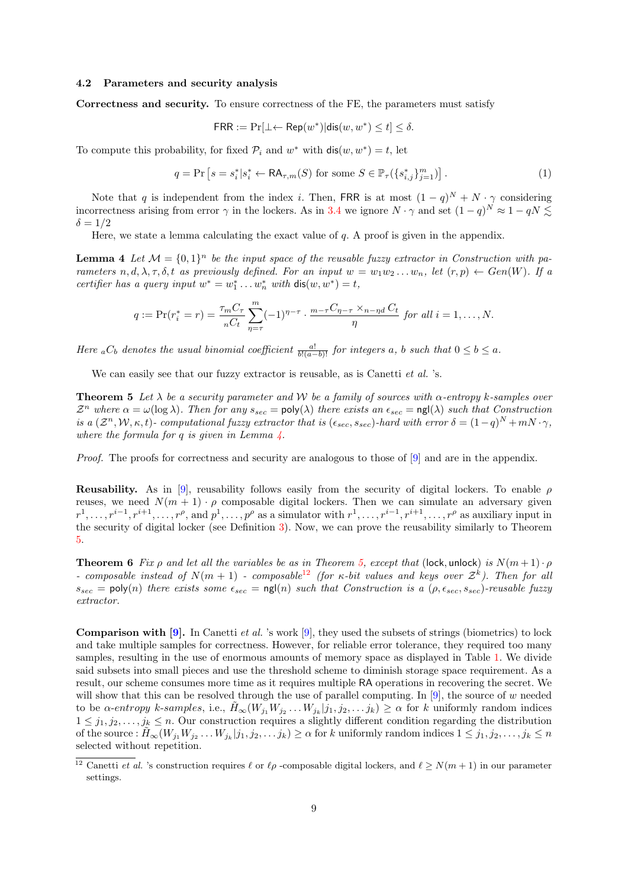### 4.2 Parameters and security analysis

**Correctness and security.** To ensure correctness of the FE, the parameters must satisfy

$$\mathsf{FRR} := \Pr[\bot \leftarrow \mathsf{Rep}(w^*) | \mathsf{dis}(w, w^*) \leq t] \leq \delta.$$

To compute this probability, for fixed $\mathcal{P}_i$ and $w^*$ with $\mathsf{dis}(w, w^*) = t$, let

$$q = \Pr\left[s = s_i^* | s_i^* \leftarrow \mathsf{RA}_{\tau,m}(S) \text{ for some } S \in \mathbb{P}_\tau(\{s_{i,j}^*\}_{j=1}^m)\right]. \tag{1}$$

Note that $q$ is independent from the index $i$. Then, $\mathsf{FRR}$ is at most $(1-q)^N + N \cdot \gamma$ considering incorrectness arising from error $\gamma$ in the lockers. As in 3.4 we ignore $N \cdot \gamma$ and set $(1-q)^N \approx 1 - qN \lesssim \delta = 1/2$

Here, we state a lemma calculating the exact value of $q$. A proof is given in the appendix.

**Lemma 4** *Let $\mathcal{M} = \{0,1\}^n$ be the input space of the reusable fuzzy extractor in Construction with parameters $n, d, \lambda, \tau, \delta, t$ as previously defined. For an input $w = w_1 w_2 \dots w_n$, let $(r, p) \leftarrow Gen(W)$. If a certifier has a query input $w^* = w_1^* \dots w_n^*$ with $\mathsf{dis}(w, w^*) = t$,*

$$q := \Pr(r_i^* = r) = \frac{{}_{\tau_m}C_\tau}{{}_nC_t} \sum_{\eta=\tau}^{m} (-1)^{\eta-\tau} \cdot \frac{{}_{m-\tau}C_{\eta-\tau} \times {}_{n-\eta d}C_t}{\eta} \text{ for all } i = 1, \dots, N.$$

*Here ${}_aC_b$ denotes the usual binomial coefficient $\frac{a!}{b!(a-b)!}$ for integers $a$, $b$ such that $0 \leq b \leq a$.*

We can easily see that our fuzzy extractor is reusable, as is Canetti *et al.* 's.

**Theorem 5** *Let $\lambda$ be a security parameter and $\mathcal{W}$ be a family of sources with $\alpha$-entropy $k$-samples over $\mathcal{Z}^n$ where $\alpha = \omega(\log \lambda)$. Then for any $s_{sec} = \mathsf{poly}(\lambda)$ there exists an $\epsilon_{sec} = \mathsf{ngl}(\lambda)$ such that Construction is a $(\mathcal{Z}^n, \mathcal{W}, \kappa, t)$- computational fuzzy extractor that is $(\epsilon_{sec}, s_{sec})$-hard with error $\delta = (1-q)^N + mN \cdot \gamma$, where the formula for $q$ is given in Lemma 4.*

*Proof.* The proofs for correctness and security are analogous to those of [9] and are in the appendix.

**Reusability.** As in [9], reusability follows easily from the security of digital lockers. To enable $\rho$ reuses, we need $N(m+1) \cdot \rho$ composable digital lockers. Then we can simulate an adversary given $r^1, \dots, r^{i-1}, r^{i+1}, \dots, r^\rho$, and $p^1, \dots, p^\rho$ as a simulator with $r^1, \dots, r^{i-1}, r^{i+1}, \dots, r^\rho$ as auxiliary input in the security of digital locker (see Definition 3). Now, we can prove the reusability similarly to Theorem 5.

**Theorem 6** *Fix $\rho$ and let all the variables be as in Theorem 5, except that $(\mathsf{lock}, \mathsf{unlock})$ is $N(m+1) \cdot \rho$ - composable instead of $N(m+1)$ - composable[12] (for $\kappa$-bit values and keys over $\mathcal{Z}^k$). Then for all $s_{sec} = \mathsf{poly}(n)$ there exists some $\epsilon_{sec} = \mathsf{ngl}(n)$ such that Construction is a $(\rho, \epsilon_{sec}, s_{sec})$-reusable fuzzy extractor.*

**Comparison with [9].** In Canetti *et al.* 's work [9], they used the subsets of strings (biometrics) to lock and take multiple samples for correctness. However, for reliable error tolerance, they required too many samples, resulting in the use of enormous amounts of memory space as displayed in Table 1. We divide said subsets into small pieces and use the threshold scheme to diminish storage space requirement. As a result, our scheme consumes more time as it requires multiple $\mathsf{RA}$ operations in recovering the secret. We will show that this can be resolved through the use of parallel computing. In [9], the source of $w$ needed to be *$\alpha$-entropy $k$-samples*, i.e., $\tilde{H}_\infty(W_{j_1} W_{j_2} \dots W_{j_k} | j_1, j_2, \dots j_k) \geq \alpha$ for $k$ uniformly random indices $1 \leq j_1, j_2, \dots, j_k \leq n$. Our construction requires a slightly different condition regarding the distribution of the source : $\tilde{H}_\infty(W_{j_1} W_{j_2} \dots W_{j_k} | j_1, j_2, \dots j_k) \geq \alpha$ for $k$ uniformly random indices $1 \leq j_1, j_2, \dots, j_k \leq n$ selected without repetition.

[12] Canetti *et al.* 's construction requires $\ell$ or $\ell\rho$ -composable digital lockers, and $\ell \geq N(m+1)$ in our parameter settings.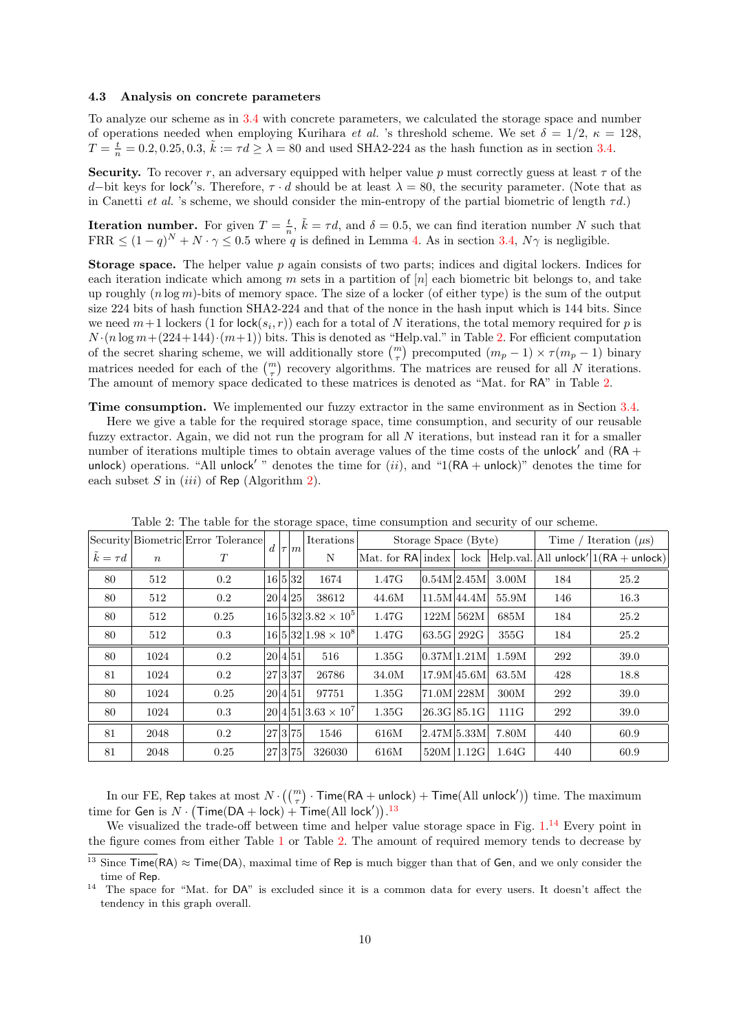### 4.3 Analysis on concrete parameters

To analyze our scheme as in 3.4 with concrete parameters, we calculated the storage space and number of operations needed when employing Kurihara *et al.* 's threshold scheme. We set $\delta = 1/2$, $\kappa = 128$, $T = \frac{t}{n} = 0.2, 0.25, 0.3$, $\tilde{k} := \tau d \geq \lambda = 80$ and used SHA2-224 as the hash function as in section 3.4.

**Security.** To recover $r$, an adversary equipped with helper value $p$ must correctly guess at least $\tau$ of the $d-$bit keys for $\mathsf{lock}'$'s. Therefore, $\tau \cdot d$ should be at least $\lambda = 80$, the security parameter. (Note that as in Canetti *et al.* 's scheme, we should consider the min-entropy of the partial biometric of length $\tau d$.)

**Iteration number.** For given $T = \frac{t}{n}$, $\tilde{k} = \tau d$, and $\delta = 0.5$, we can find iteration number $N$ such that FRR $\leq (1-q)^N + N \cdot \gamma \leq 0.5$ where $q$ is defined in Lemma 4. As in section 3.4, $N\gamma$ is negligible.

**Storage space.** The helper value $p$ again consists of two parts; indices and digital lockers. Indices for each iteration indicate which among $m$ sets in a partition of $[n]$ each biometric bit belongs to, and take up roughly $(n \log m)$-bits of memory space. The size of a locker (of either type) is the sum of the output size 224 bits of hash function SHA2-224 and that of the nonce in the hash input which is 144 bits. Since we need $m+1$ lockers (1 for $\mathsf{lock}(s_i, r)$) each for a total of $N$ iterations, the total memory required for $p$ is $N \cdot (n \log m + (224+144) \cdot (m+1))$ bits. This is denoted as "Help.val." in Table 2. For efficient computation of the secret sharing scheme, we will additionally store $\binom{m}{\tau}$ precomputed $(m_p - 1) \times \tau(m_p - 1)$ binary matrices needed for each of the $\binom{m}{\tau}$ recovery algorithms. The matrices are reused for all $N$ iterations. The amount of memory space dedicated to these matrices is denoted as "Mat. for $\mathsf{RA}$" in Table 2.

**Time consumption.** We implemented our fuzzy extractor in the same environment as in Section 3.4.

Here we give a table for the required storage space, time consumption, and security of our reusable fuzzy extractor. Again, we did not run the program for all $N$ iterations, but instead ran it for a smaller number of iterations multiple times to obtain average values of the time costs of the $\mathsf{unlock}'$ and $(\mathsf{RA} + \mathsf{unlock})$ operations. "All $\mathsf{unlock}'$ " denotes the time for $(ii)$, and "1$(\mathsf{RA} + \mathsf{unlock})$" denotes the time for each subset $S$ in $(iii)$ of $\mathsf{Rep}$ (Algorithm 2).

Table 2: The table for the storage space, time consumption and security of our scheme.

| Security | Biometric | Error Tolerance | $d$ | $\tau$ | $m$ | Iterations | Storage Space (Byte) | | | | Time / Iteration ($\mu s$) | |
|---|---|---|---|---|---|---|---|---|---|---|---|---|
| $\tilde{k} = \tau d$ | $n$ | $T$ | | | | N | Mat. for $\mathsf{RA}$ | index | lock | Help.val. | All $\mathsf{unlock}'$ | 1$(\mathsf{RA} + \mathsf{unlock})$ |
| 80 | 512 | 0.2 | 16 | 5 | 32 | 1674 | 1.47G | 0.54M | 2.45M | 3.00M | 184 | 25.2 |
| 80 | 512 | 0.2 | 20 | 4 | 25 | 38612 | 44.6M | 11.5M | 44.4M | 55.9M | 146 | 16.3 |
| 80 | 512 | 0.25 | 16 | 5 | 32 | $3.82 \times 10^5$ | 1.47G | 122M | 562M | 685M | 184 | 25.2 |
| 80 | 512 | 0.3 | 16 | 5 | 32 | $1.98 \times 10^8$ | 1.47G | 63.5G | 292G | 355G | 184 | 25.2 |
| 80 | 1024 | 0.2 | 20 | 4 | 51 | 516 | 1.35G | 0.37M | 1.21M | 1.59M | 292 | 39.0 |
| 81 | 1024 | 0.2 | 27 | 3 | 37 | 26786 | 34.0M | 17.9M | 45.6M | 63.5M | 428 | 18.8 |
| 80 | 1024 | 0.25 | 20 | 4 | 51 | 97751 | 1.35G | 71.0M | 228M | 300M | 292 | 39.0 |
| 80 | 1024 | 0.3 | 20 | 4 | 51 | $3.63 \times 10^7$ | 1.35G | 26.3G | 85.1G | 111G | 292 | 39.0 |
| 81 | 2048 | 0.2 | 27 | 3 | 75 | 1546 | 616M | 2.47M | 5.33M | 7.80M | 440 | 60.9 |
| 81 | 2048 | 0.25 | 27 | 3 | 75 | 326030 | 616M | 520M | 1.12G | 1.64G | 440 | 60.9 |

In our FE, $\mathsf{Rep}$ takes at most $N \cdot \left(\binom{m}{\tau} \cdot \mathsf{Time}(\mathsf{RA} + \mathsf{unlock}) + \mathsf{Time}(\text{All } \mathsf{unlock}')\right)$ time. The maximum time for $\mathsf{Gen}$ is $N \cdot \left(\mathsf{Time}(\mathsf{DA} + \mathsf{lock}) + \mathsf{Time}(\text{All } \mathsf{lock}')\right)$.[13]

We visualized the trade-off between time and helper value storage space in Fig. 1.[14] Every point in the figure comes from either Table 1 or Table 2. The amount of required memory tends to decrease by

[13] Since $\mathsf{Time}(\mathsf{RA}) \approx \mathsf{Time}(\mathsf{DA})$, maximal time of $\mathsf{Rep}$ is much bigger than that of $\mathsf{Gen}$, and we only consider the time of $\mathsf{Rep}$.

[14] The space for "Mat. for DA" is excluded since it is a common data for every users. It doesn't affect the tendency in this graph overall.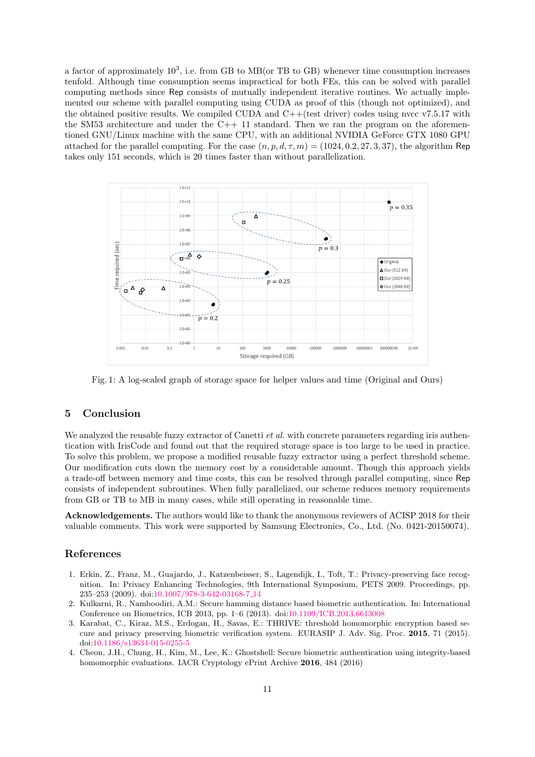a factor of approximately $10^3$, i.e. from GB to MB(or TB to GB) whenever time consumption increases tenfold. Although time consumption seems impractical for both FEs, this can be solved with parallel computing methods since Rep consists of mutually independent iterative routines. We actually implemented our scheme with parallel computing using CUDA as proof of this (though not optimized), and the obtained positive results. We compiled CUDA and C++(test driver) codes using nvcc v7.5.17 with the SM53 architecture and under the C++ 11 standard. Then we ran the program on the aforementioned GNU/Linux machine with the same CPU, with an additional NVIDIA GeForce GTX 1080 GPU attached for the parallel computing. For the case $(n, p, d, \tau, m) = (1024, 0.2, 27, 3, 37)$, the algorithm Rep takes only 151 seconds, which is 20 times faster than without parallelization.

Fig. 1: A log-scaled graph of storage space for helper values and time (Original and Ours)

## 5 Conclusion

We analyzed the reusable fuzzy extractor of Canetti *et al.* with concrete parameters regarding iris authentication with IrisCode and found out that the required storage space is too large to be used in practice. To solve this problem, we propose a modified reusable fuzzy extractor using a perfect threshold scheme. Our modification cuts down the memory cost by a considerable amount. Though this approach yields a trade-off between memory and time costs, this can be resolved through parallel computing, since Rep consists of independent subroutines. When fully parallelized, our scheme reduces memory requirements from GB or TB to MB in many cases, while still operating in reasonable time.

**Acknowledgements.** The authors would like to thank the anonymous reviewers of ACISP 2018 for their valuable comments. This work were supported by Samsung Electronics, Co., Ltd. (No. 0421-20150074).

## References

1. Erkin, Z., Franz, M., Guajardo, J., Katzenbeisser, S., Lagendijk, I., Toft, T.: Privacy-preserving face recognition. In: Privacy Enhancing Technologies, 9th International Symposium, PETS 2009. Proceedings, pp. 235–253 (2009). doi:10.1007/978-3-642-03168-7_14
2. Kulkarni, R., Namboodiri, A.M.: Secure hamming distance based biometric authentication. In: International Conference on Biometrics, ICB 2013, pp. 1–6 (2013). doi:10.1109/ICB.2013.6613008
3. Karabat, C., Kiraz, M.S., Erdogan, H., Savas, E.: THRIVE: threshold homomorphic encryption based secure and privacy preserving biometric verification system. EURASIP J. Adv. Sig. Proc. **2015**, 71 (2015). doi:10.1186/s13634-015-0255-5
4. Cheon, J.H., Chung, H., Kim, M., Lee, K.: Ghostshell: Secure biometric authentication using integrity-based homomorphic evaluations. IACR Cryptology ePrint Archive **2016**, 484 (2016)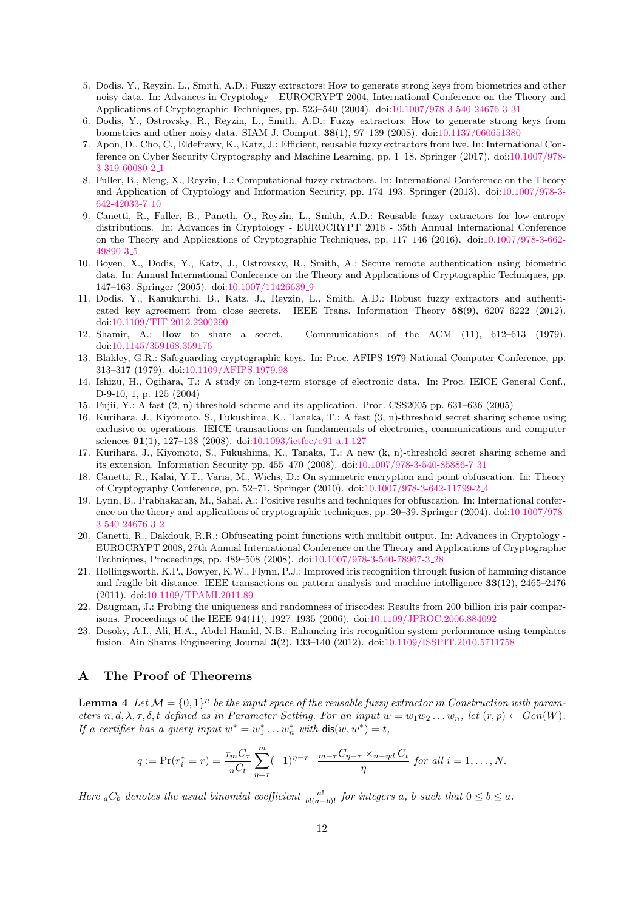5. Dodis, Y., Reyzin, L., Smith, A.D.: Fuzzy extractors: How to generate strong keys from biometrics and other noisy data. In: Advances in Cryptology - EUROCRYPT 2004, International Conference on the Theory and Applications of Cryptographic Techniques, pp. 523–540 (2004). doi:10.1007/978-3-540-24676-3_31
6. Dodis, Y., Ostrovsky, R., Reyzin, L., Smith, A.D.: Fuzzy extractors: How to generate strong keys from biometrics and other noisy data. SIAM J. Comput. **38**(1), 97–139 (2008). doi:10.1137/060651380
7. Apon, D., Cho, C., Eldefrawy, K., Katz, J.: Efficient, reusable fuzzy extractors from lwe. In: International Conference on Cyber Security Cryptography and Machine Learning, pp. 1–18. Springer (2017). doi:10.1007/978-3-319-60080-2_1
8. Fuller, B., Meng, X., Reyzin, L.: Computational fuzzy extractors. In: International Conference on the Theory and Application of Cryptology and Information Security, pp. 174–193. Springer (2013). doi:10.1007/978-3-642-42033-7_10
9. Canetti, R., Fuller, B., Paneth, O., Reyzin, L., Smith, A.D.: Reusable fuzzy extractors for low-entropy distributions. In: Advances in Cryptology - EUROCRYPT 2016 - 35th Annual International Conference on the Theory and Applications of Cryptographic Techniques, pp. 117–146 (2016). doi:10.1007/978-3-662-49890-3_5
10. Boyen, X., Dodis, Y., Katz, J., Ostrovsky, R., Smith, A.: Secure remote authentication using biometric data. In: Annual International Conference on the Theory and Applications of Cryptographic Techniques, pp. 147–163. Springer (2005). doi:10.1007/11426639_9
11. Dodis, Y., Kanukurthi, B., Katz, J., Reyzin, L., Smith, A.D.: Robust fuzzy extractors and authenticated key agreement from close secrets. IEEE Trans. Information Theory **58**(9), 6207–6222 (2012). doi:10.1109/TIT.2012.2200290
12. Shamir, A.: How to share a secret. Communications of the ACM (11), 612–613 (1979). doi:10.1145/359168.359176
13. Blakley, G.R.: Safeguarding cryptographic keys. In: Proc. AFIPS 1979 National Computer Conference, pp. 313–317 (1979). doi:10.1109/AFIPS.1979.98
14. Ishizu, H., Ogihara, T.: A study on long-term storage of electronic data. In: Proc. IEICE General Conf., D-9-10, 1, p. 125 (2004)
15. Fujii, Y.: A fast (2, n)-threshold scheme and its application. Proc. CSS2005 pp. 631–636 (2005)
16. Kurihara, J., Kiyomoto, S., Fukushima, K., Tanaka, T.: A fast (3, n)-threshold secret sharing scheme using exclusive-or operations. IEICE transactions on fundamentals of electronics, communications and computer sciences **91**(1), 127–138 (2008). doi:10.1093/ietfec/e91-a.1.127
17. Kurihara, J., Kiyomoto, S., Fukushima, K., Tanaka, T.: A new (k, n)-threshold secret sharing scheme and its extension. Information Security pp. 455–470 (2008). doi:10.1007/978-3-540-85886-7_31
18. Canetti, R., Kalai, Y.T., Varia, M., Wichs, D.: On symmetric encryption and point obfuscation. In: Theory of Cryptography Conference, pp. 52–71. Springer (2010). doi:10.1007/978-3-642-11799-2_4
19. Lynn, B., Prabhakaran, M., Sahai, A.: Positive results and techniques for obfuscation. In: International conference on the theory and applications of cryptographic techniques, pp. 20–39. Springer (2004). doi:10.1007/978-3-540-24676-3_2
20. Canetti, R., Dakdouk, R.R.: Obfuscating point functions with multibit output. In: Advances in Cryptology - EUROCRYPT 2008, 27th Annual International Conference on the Theory and Applications of Cryptographic Techniques, Proceedings, pp. 489–508 (2008). doi:10.1007/978-3-540-78967-3_28
21. Hollingsworth, K.P., Bowyer, K.W., Flynn, P.J.: Improved iris recognition through fusion of hamming distance and fragile bit distance. IEEE transactions on pattern analysis and machine intelligence **33**(12), 2465–2476 (2011). doi:10.1109/TPAMI.2011.89
22. Daugman, J.: Probing the uniqueness and randomness of iriscodes: Results from 200 billion iris pair comparisons. Proceedings of the IEEE **94**(11), 1927–1935 (2006). doi:10.1109/JPROC.2006.884092
23. Desoky, A.I., Ali, H.A., Abdel-Hamid, N.B.: Enhancing iris recognition system performance using templates fusion. Ain Shams Engineering Journal **3**(2), 133–140 (2012). doi:10.1109/ISSPIT.2010.5711758

## A The Proof of Theorems

**Lemma 4** *Let $\mathcal{M} = \{0,1\}^n$ be the input space of the reusable fuzzy extractor in Construction with parameters $n, d, \lambda, \tau, \delta, t$ defined as in Parameter Setting. For an input $w = w_1 w_2 \dots w_n$, let $(r, p) \leftarrow Gen(W)$. If a certifier has a query input $w^* = w_1^* \dots w_n^*$ with $\mathsf{dis}(w, w^*) = t$,*

$$q := \Pr(r_i^* = r) = \frac{{}_{\tau m}C_{\tau}}{{}_{n}C_{t}} \sum_{\eta=\tau}^{m} (-1)^{\eta-\tau} \cdot \frac{{}_{m-\tau}C_{\eta-\tau} \times {}_{n-\eta d}\, C_t}{\eta} \text{ for all } i = 1, \dots, N.$$

*Here ${}_{a}C_{b}$ denotes the usual binomial coefficient $\frac{a!}{b!(a-b)!}$ for integers $a$, $b$ such that $0 \le b \le a$.*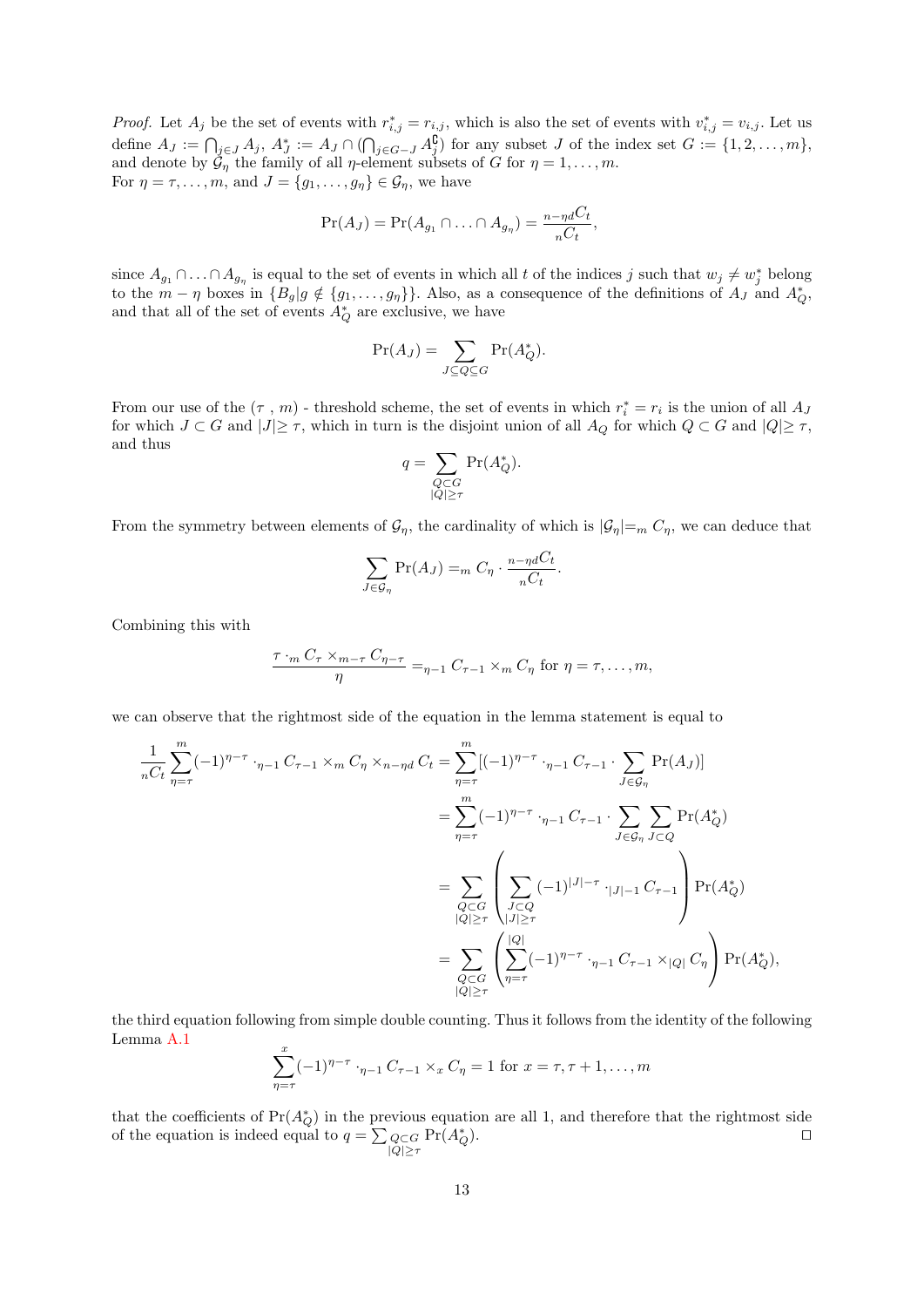*Proof.* Let $A_j$ be the set of events with $r^*_{i,j} = r_{i,j}$, which is also the set of events with $v^*_{i,j} = v_{i,j}$. Let us define $A_J := \bigcap_{j \in J} A_j$, $A^*_J := A_J \cap (\bigcap_{j \in G-J} A^{\complement}_j)$ for any subset $J$ of the index set $G := \{1, 2, \ldots, m\}$, and denote by $\mathcal{G}_\eta$ the family of all $\eta$-element subsets of $G$ for $\eta = 1, \ldots, m$.
For $\eta = \tau, \ldots, m$, and $J = \{g_1, \ldots, g_\eta\} \in \mathcal{G}_\eta$, we have

$$\Pr(A_J) = \Pr(A_{g_1} \cap \ldots \cap A_{g_\eta}) = \frac{{}_{n-\eta d}C_t}{{}_nC_t},$$

since $A_{g_1} \cap \ldots \cap A_{g_\eta}$ is equal to the set of events in which all $t$ of the indices $j$ such that $w_j \neq w^*_j$ belong to the $m - \eta$ boxes in $\{B_g | g \notin \{g_1, \ldots, g_\eta\}\}$. Also, as a consequence of the definitions of $A_J$ and $A^*_Q$, and that all of the set of events $A^*_Q$ are exclusive, we have

$$\Pr(A_J) = \sum_{J \subseteq Q \subseteq G} \Pr(A^*_Q).$$

From our use of the $(\tau\ , m)$ - threshold scheme, the set of events in which $r^*_i = r_i$ is the union of all $A_J$ for which $J \subset G$ and $|J| \geq \tau$, which in turn is the disjoint union of all $A_Q$ for which $Q \subset G$ and $|Q| \geq \tau$, and thus

$$q = \sum_{\substack{Q \subset G \\ |Q| \geq \tau}} \Pr(A^*_Q).$$

From the symmetry between elements of $\mathcal{G}_\eta$, the cardinality of which is $|\mathcal{G}_\eta| = {}_m C_\eta$, we can deduce that

$$\sum_{J \in \mathcal{G}_\eta} \Pr(A_J) = {}_m C_\eta \cdot \frac{{}_{n-\eta d}C_t}{{}_nC_t}.$$

Combining this with

$$\frac{\tau \cdot {}_m C_\tau \times {}_{m-\tau} C_{\eta-\tau}}{\eta} = {}_{\eta-1} C_{\tau-1} \times {}_m C_\eta \text{ for } \eta = \tau, \ldots, m,$$

we can observe that the rightmost side of the equation in the lemma statement is equal to

$$\begin{aligned}
\frac{1}{{}_nC_t} \sum_{\eta=\tau}^{m} (-1)^{\eta-\tau} \cdot {}_{\eta-1} C_{\tau-1} \times {}_m C_\eta \times {}_{n-\eta d} C_t &= \sum_{\eta=\tau}^{m} [(-1)^{\eta-\tau} \cdot {}_{\eta-1} C_{\tau-1} \cdot \sum_{J \in \mathcal{G}_\eta} \Pr(A_J)] \\
&= \sum_{\eta=\tau}^{m} (-1)^{\eta-\tau} \cdot {}_{\eta-1} C_{\tau-1} \cdot \sum_{J \in \mathcal{G}_\eta} \sum_{J \subset Q} \Pr(A^*_Q) \\
&= \sum_{\substack{Q \subset G \\ |Q| \geq \tau}} \left( \sum_{\substack{J \subset Q \\ |J| \geq \tau}} (-1)^{|J|-\tau} \cdot {}_{|J|-1} C_{\tau-1} \right) \Pr(A^*_Q) \\
&= \sum_{\substack{Q \subset G \\ |Q| \geq \tau}} \left( \sum_{\eta=\tau}^{|Q|} (-1)^{\eta-\tau} \cdot {}_{\eta-1} C_{\tau-1} \times {}_{|Q|} C_\eta \right) \Pr(A^*_Q),
\end{aligned}$$

the third equation following from simple double counting. Thus it follows from the identity of the following Lemma A.1

$$\sum_{\eta=\tau}^{x} (-1)^{\eta-\tau} \cdot {}_{\eta-1} C_{\tau-1} \times {}_x C_\eta = 1 \text{ for } x = \tau, \tau+1, \ldots, m$$

that the coefficients of $\Pr(A^*_Q)$ in the previous equation are all 1, and therefore that the rightmost side of the equation is indeed equal to $q = \sum_{\substack{Q \subset G \\ |Q| \geq \tau}} \Pr(A^*_Q)$. $\square$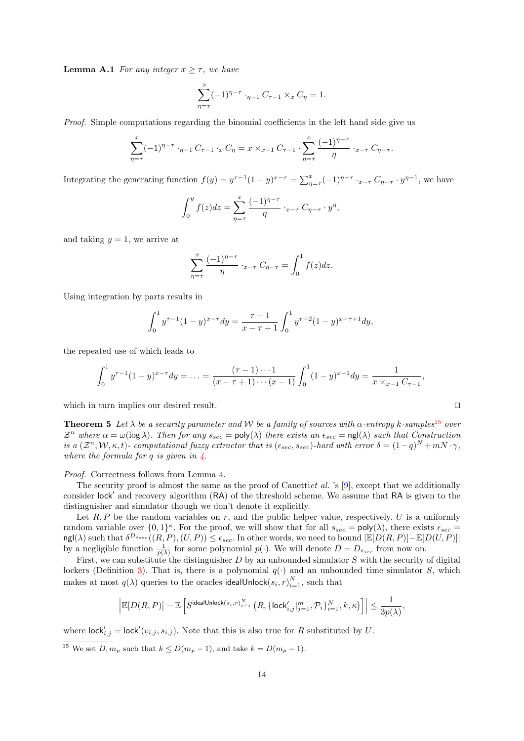**Lemma A.1** *For any integer $x \geq \tau$, we have*

$$\sum_{\eta=\tau}^{x} (-1)^{\eta-\tau} \cdot_{\eta-1} C_{\tau-1} \times_x C_\eta = 1.$$

*Proof.* Simple computations regarding the binomial coefficients in the left hand side give us

$$\sum_{\eta=\tau}^{x} (-1)^{\eta-\tau} \cdot_{\eta-1} C_{\tau-1} \cdot_x C_\eta = x \times_{x-1} C_{\tau-1} \cdot \sum_{\eta=\tau}^{x} \frac{(-1)^{\eta-\tau}}{\eta} \cdot_{x-\tau} C_{\eta-\tau}.$$

Integrating the generating function $f(y) = y^{\tau-1}(1-y)^{x-\tau} = \sum_{\eta=\tau}^{x} (-1)^{\eta-\tau} \cdot_{x-\tau} C_{\eta-\tau} \cdot y^{\eta-1}$, we have

$$\int_0^y f(z)dz = \sum_{\eta=\tau}^{x} \frac{(-1)^{\eta-\tau}}{\eta} \cdot_{x-\tau} C_{\eta-\tau} \cdot y^\eta,$$

and taking $y = 1$, we arrive at

$$\sum_{\eta=\tau}^{x} \frac{(-1)^{\eta-\tau}}{\eta} \cdot_{x-\tau} C_{\eta-\tau} = \int_0^1 f(z)dz.$$

Using integration by parts results in

$$\int_0^1 y^{\tau-1}(1-y)^{x-\tau}dy = \frac{\tau-1}{x-\tau+1} \int_0^1 y^{\tau-2}(1-y)^{x-\tau+1}dy,$$

the repeated use of which leads to

$$\int_0^1 y^{\tau-1}(1-y)^{x-\tau}dy = \ldots = \frac{(\tau-1)\cdots 1}{(x-\tau+1)\cdots(x-1)} \int_0^1 (1-y)^{x-1}dy = \frac{1}{x \times_{x-1} C_{\tau-1}},$$

which in turn implies our desired result. □

**Theorem 5** *Let $\lambda$ be a security parameter and $\mathcal{W}$ be a family of sources with $\alpha$-entropy $k$-samples*[15] *over $\mathcal{Z}^n$ where $\alpha = \omega(\log \lambda)$. Then for any $s_{sec} = \mathsf{poly}(\lambda)$ there exists an $\epsilon_{sec} = \mathsf{ngl}(\lambda)$ such that Construction is a $(\mathcal{Z}^n, \mathcal{W}, \kappa, t)$- computational fuzzy extractor that is $(\epsilon_{sec}, s_{sec})$-hard with error $\delta = (1-q)^N + mN \cdot \gamma$, where the formula for $q$ is given in 4.*

*Proof.* Correctness follows from Lemma 4.

The security proof is almost the same as the proof of Canetti*et al.* 's [9], except that we additionally consider $\mathsf{lock}'$ and recovery algorithm ($\mathsf{RA}$) of the threshold scheme. We assume that $\mathsf{RA}$ is given to the distinguisher and simulator though we don't denote it explicitly.

Let $R, P$ be the random variables on $r$, and the public helper value, respectively. $U$ is a uniformly random variable over $\{0,1\}^\kappa$. For the proof, we will show that for all $s_{sec} = \mathsf{poly}(\lambda)$, there exists $\epsilon_{sec} = \mathsf{ngl}(\lambda)$ such that $\delta^{D_{s_{sec}}}((R,P),(U,P)) \leq \epsilon_{sec}$. In other words, we need to bound $|\mathbb{E}[D(R,P)] - \mathbb{E}[D(U,P)]|$ by a negligible function $\frac{1}{p(\lambda)}$ for some polynomial $p(\cdot)$. We will denote $D = D_{s_{sec}}$ from now on.

First, we can substitute the distinguisher $D$ by an unbounded simulator $S$ with the security of digital lockers (Definition 3). That is, there is a polynomial $q(\cdot)$ and an unbounded time simulator $S$, which makes at most $q(\lambda)$ queries to the oracles $\mathsf{idealUnlock}(s_i, r)_{i=1}^N$, such that

$$\left|\mathbb{E}[D(R,P)] - \mathbb{E}\left[S^{\mathsf{idealUnlock}(s_i,r)_{i=1}^N}\left(R, \{\mathsf{lock}'_{i,j}|_{j=1}^m, \mathcal{P}_i\}_{i=1}^N, k, \kappa\right)\right]\right| \leq \frac{1}{3p(\lambda)},$$

where $\mathsf{lock}'_{i,j} = \mathsf{lock}'(v_{i,j}, s_{i,j})$. Note that this is also true for $R$ substituted by $U$.

[15] We set $D, m_p$ such that $k \leq D(m_p - 1)$, and take $k = D(m_p - 1)$.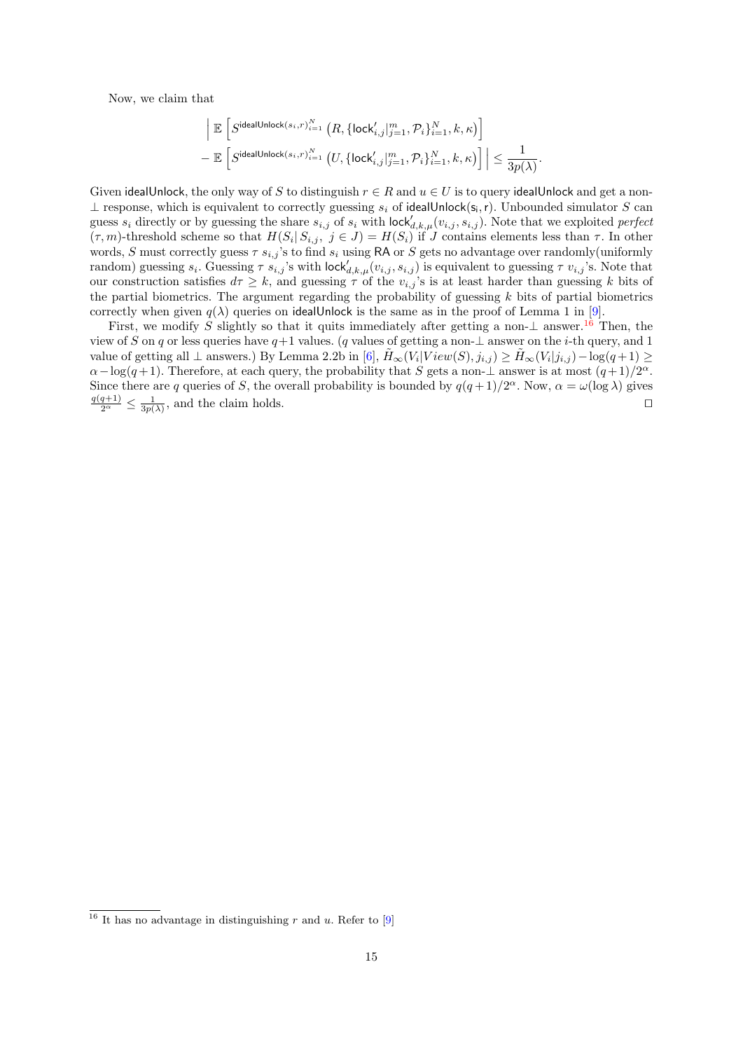Now, we claim that

$$
\begin{aligned}
&\Big| \ \mathbb{E}\left[S^{\mathsf{idealUnlock}(s_i,r)_{i=1}^N}\left(R, \{\mathsf{lock}'_{i,j}|_{j=1}^m, \mathcal{P}_i\}_{i=1}^N, k, \kappa\right)\right] \\
&- \mathbb{E}\left[S^{\mathsf{idealUnlock}(s_i,r)_{i=1}^N}\left(U, \{\mathsf{lock}'_{i,j}|_{j=1}^m, \mathcal{P}_i\}_{i=1}^N, k, \kappa\right)\right] \Big| \le \frac{1}{3p(\lambda)}.
\end{aligned}
$$

Given idealUnlock, the only way of $S$ to distinguish $r \in R$ and $u \in U$ is to query idealUnlock and get a non-$\perp$ response, which is equivalent to correctly guessing $s_i$ of $\mathsf{idealUnlock}(\mathsf{s_i}, \mathsf{r})$. Unbounded simulator $S$ can guess $s_i$ directly or by guessing the share $s_{i,j}$ of $s_i$ with $\mathsf{lock}'_{d,k,\mu}(v_{i,j}, s_{i,j})$. Note that we exploited *perfect* $(\tau, m)$-threshold scheme so that $H(S_i|\, S_{i,j},\ j \in J) = H(S_i)$ if $J$ contains elements less than $\tau$. In other words, $S$ must correctly guess $\tau$ $s_{i,j}$'s to find $s_i$ using RA or $S$ gets no advantage over randomly(uniformly random) guessing $s_i$. Guessing $\tau$ $s_{i,j}$'s with $\mathsf{lock}'_{d,k,\mu}(v_{i,j}, s_{i,j})$ is equivalent to guessing $\tau$ $v_{i,j}$'s. Note that our construction satisfies $d\tau \geq k$, and guessing $\tau$ of the $v_{i,j}$'s is at least harder than guessing $k$ bits of the partial biometrics. The argument regarding the probability of guessing $k$ bits of partial biometrics correctly when given $q(\lambda)$ queries on idealUnlock is the same as in the proof of Lemma 1 in [9].

First, we modify $S$ slightly so that it quits immediately after getting a non-$\perp$ answer.[16] Then, the view of $S$ on $q$ or less queries have $q+1$ values. ($q$ values of getting a non-$\perp$ answer on the $i$-th query, and 1 value of getting all $\perp$ answers.) By Lemma 2.2b in [6], $\tilde{H}_\infty(V_i|View(S), j_{i,j}) \geq \tilde{H}_\infty(V_i|j_{i,j}) - \log(q+1) \geq \alpha - \log(q+1)$. Therefore, at each query, the probability that $S$ gets a non-$\perp$ answer is at most $(q+1)/2^\alpha$. Since there are $q$ queries of $S$, the overall probability is bounded by $q(q+1)/2^\alpha$. Now, $\alpha = \omega(\log \lambda)$ gives $\frac{q(q+1)}{2^\alpha} \leq \frac{1}{3p(\lambda)}$, and the claim holds. □

[16] It has no advantage in distinguishing $r$ and $u$. Refer to [9]